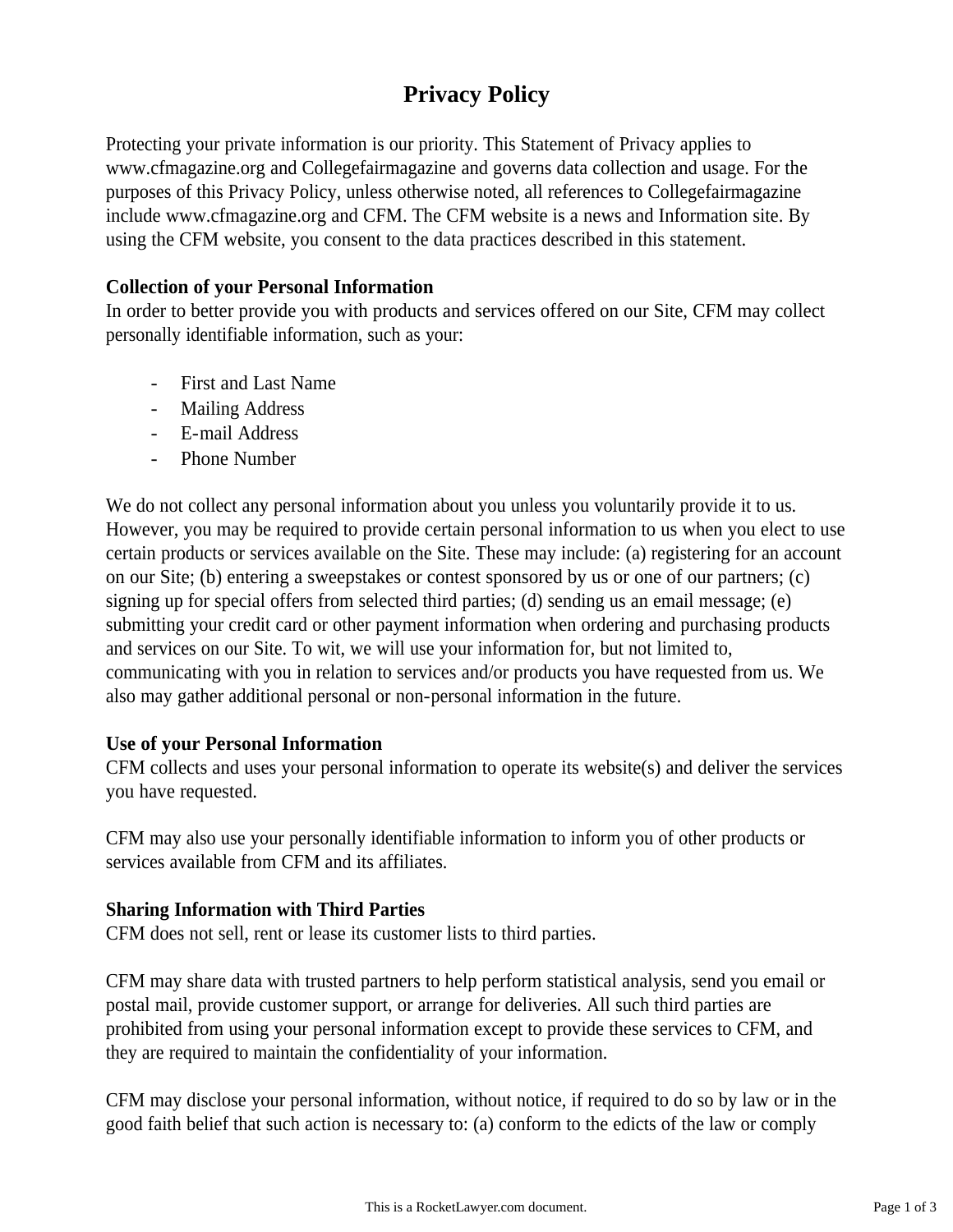# Privacy Policy

Protecting your private information is our priority. This Statement of Privacy applies to www.cfmagazine.org and Collegefairmagazine and governs data collection and usage. For the purposes of this Privacy Policy, unless otherwise noted, all references to Collegefairmagazine include www.cfmagazine.org and CFM. The CFM website is a news and Information site. By using the CFM website, you consent to the data practices described in this statement.

**Collection of your Personal Information**
In order to better provide you with products and services offered on our Site, CFM may collect personally identifiable information, such as your:

- First and Last Name
- Mailing Address
- E-mail Address
- Phone Number

We do not collect any personal information about you unless you voluntarily provide it to us. However, you may be required to provide certain personal information to us when you elect to use certain products or services available on the Site. These may include: (a) registering for an account on our Site; (b) entering a sweepstakes or contest sponsored by us or one of our partners; (c) signing up for special offers from selected third parties; (d) sending us an email message; (e) submitting your credit card or other payment information when ordering and purchasing products and services on our Site. To wit, we will use your information for, but not limited to, communicating with you in relation to services and/or products you have requested from us. We also may gather additional personal or non-personal information in the future.

**Use of your Personal Information**
CFM collects and uses your personal information to operate its website(s) and deliver the services you have requested.

CFM may also use your personally identifiable information to inform you of other products or services available from CFM and its affiliates.

**Sharing Information with Third Parties**
CFM does not sell, rent or lease its customer lists to third parties.

CFM may share data with trusted partners to help perform statistical analysis, send you email or postal mail, provide customer support, or arrange for deliveries. All such third parties are prohibited from using your personal information except to provide these services to CFM, and they are required to maintain the confidentiality of your information.

CFM may disclose your personal information, without notice, if required to do so by law or in the good faith belief that such action is necessary to: (a) conform to the edicts of the law or comply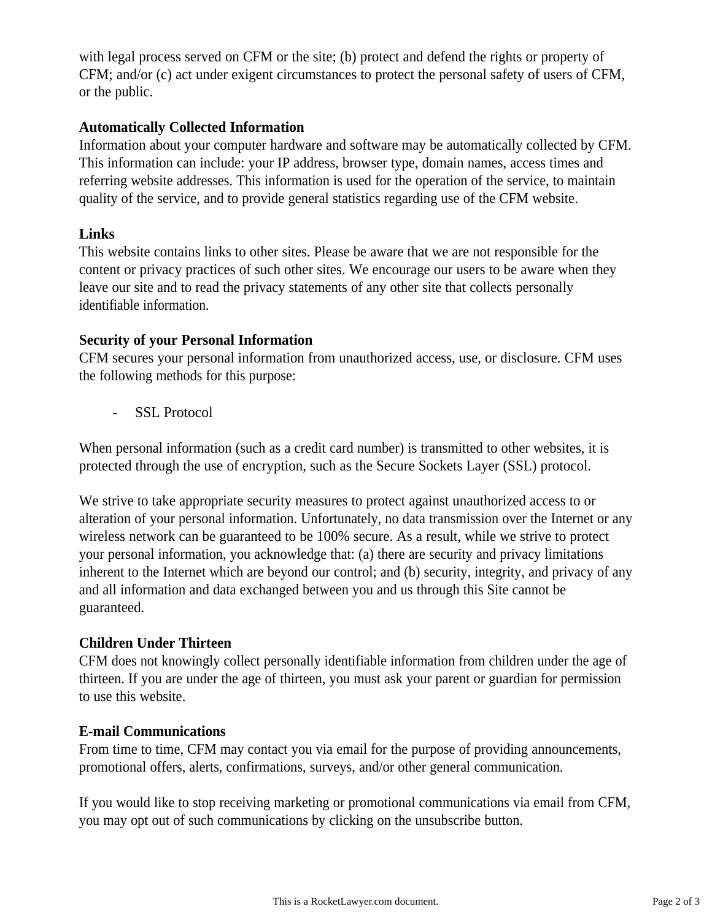with legal process served on CFM or the site; (b) protect and defend the rights or property of CFM; and/or (c) act under exigent circumstances to protect the personal safety of users of CFM, or the public.

**Automatically Collected Information**
Information about your computer hardware and software may be automatically collected by CFM. This information can include: your IP address, browser type, domain names, access times and referring website addresses. This information is used for the operation of the service, to maintain quality of the service, and to provide general statistics regarding use of the CFM website.

**Links**
This website contains links to other sites. Please be aware that we are not responsible for the content or privacy practices of such other sites. We encourage our users to be aware when they leave our site and to read the privacy statements of any other site that collects personally identifiable information.

**Security of your Personal Information**
CFM secures your personal information from unauthorized access, use, or disclosure. CFM uses the following methods for this purpose:

- SSL Protocol

When personal information (such as a credit card number) is transmitted to other websites, it is protected through the use of encryption, such as the Secure Sockets Layer (SSL) protocol.

We strive to take appropriate security measures to protect against unauthorized access to or alteration of your personal information. Unfortunately, no data transmission over the Internet or any wireless network can be guaranteed to be 100% secure. As a result, while we strive to protect your personal information, you acknowledge that: (a) there are security and privacy limitations inherent to the Internet which are beyond our control; and (b) security, integrity, and privacy of any and all information and data exchanged between you and us through this Site cannot be guaranteed.

**Children Under Thirteen**
CFM does not knowingly collect personally identifiable information from children under the age of thirteen. If you are under the age of thirteen, you must ask your parent or guardian for permission to use this website.

**E-mail Communications**
From time to time, CFM may contact you via email for the purpose of providing announcements, promotional offers, alerts, confirmations, surveys, and/or other general communication.

If you would like to stop receiving marketing or promotional communications via email from CFM, you may opt out of such communications by clicking on the unsubscribe button.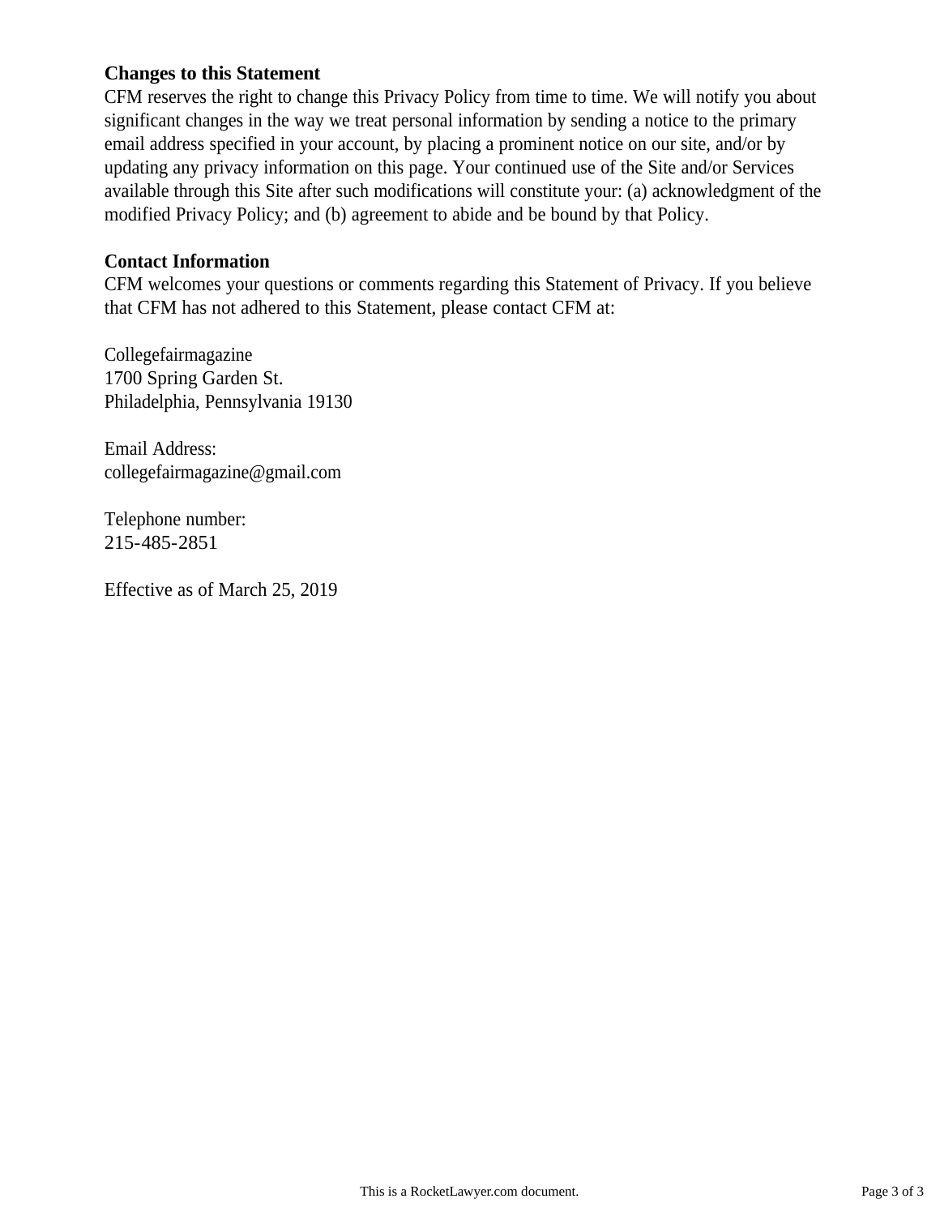**Changes to this Statement**

CFM reserves the right to change this Privacy Policy from time to time. We will notify you about significant changes in the way we treat personal information by sending a notice to the primary email address specified in your account, by placing a prominent notice on our site, and/or by updating any privacy information on this page. Your continued use of the Site and/or Services available through this Site after such modifications will constitute your: (a) acknowledgment of the modified Privacy Policy; and (b) agreement to abide and be bound by that Policy.

**Contact Information**

CFM welcomes your questions or comments regarding this Statement of Privacy. If you believe that CFM has not adhered to this Statement, please contact CFM at:

Collegefairmagazine
1700 Spring Garden St.
Philadelphia, Pennsylvania 19130

Email Address:
collegefairmagazine@gmail.com

Telephone number:
215-485-2851

Effective as of March 25, 2019

This is a RocketLawyer.com document.